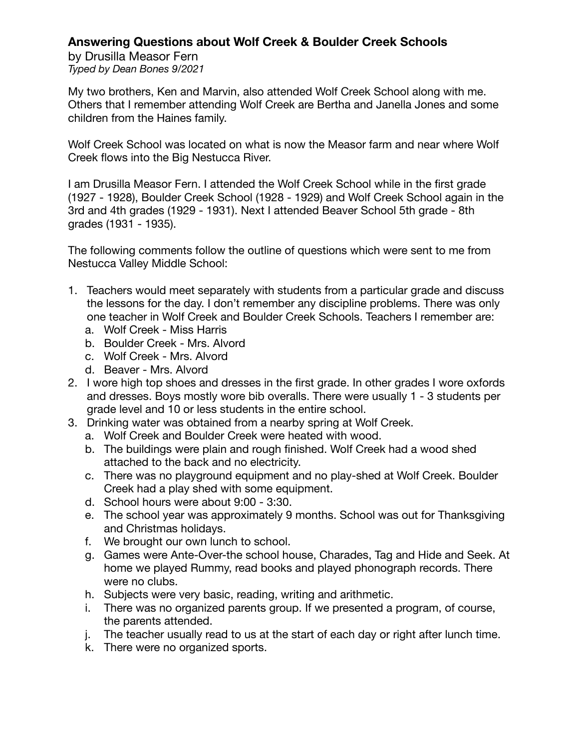## Answering Questions about Wolf Creek & Boulder Creek Schools

by Drusilla Measor Fern
*Typed by Dean Bones 9/2021*

My two brothers, Ken and Marvin, also attended Wolf Creek School along with me. Others that I remember attending Wolf Creek are Bertha and Janella Jones and some children from the Haines family.

Wolf Creek School was located on what is now the Measor farm and near where Wolf Creek flows into the Big Nestucca River.

I am Drusilla Measor Fern. I attended the Wolf Creek School while in the first grade (1927 - 1928), Boulder Creek School (1928 - 1929) and Wolf Creek School again in the 3rd and 4th grades (1929 - 1931). Next I attended Beaver School 5th grade - 8th grades (1931 - 1935).

The following comments follow the outline of questions which were sent to me from Nestucca Valley Middle School:

1. Teachers would meet separately with students from a particular grade and discuss the lessons for the day. I don't remember any discipline problems. There was only one teacher in Wolf Creek and Boulder Creek Schools. Teachers I remember are:
   a. Wolf Creek - Miss Harris
   b. Boulder Creek - Mrs. Alvord
   c. Wolf Creek - Mrs. Alvord
   d. Beaver - Mrs. Alvord
2. I wore high top shoes and dresses in the first grade. In other grades I wore oxfords and dresses. Boys mostly wore bib overalls. There were usually 1 - 3 students per grade level and 10 or less students in the entire school.
3. Drinking water was obtained from a nearby spring at Wolf Creek.
   a. Wolf Creek and Boulder Creek were heated with wood.
   b. The buildings were plain and rough finished. Wolf Creek had a wood shed attached to the back and no electricity.
   c. There was no playground equipment and no play-shed at Wolf Creek. Boulder Creek had a play shed with some equipment.
   d. School hours were about 9:00 - 3:30.
   e. The school year was approximately 9 months. School was out for Thanksgiving and Christmas holidays.
   f. We brought our own lunch to school.
   g. Games were Ante-Over-the school house, Charades, Tag and Hide and Seek. At home we played Rummy, read books and played phonograph records. There were no clubs.
   h. Subjects were very basic, reading, writing and arithmetic.
   i. There was no organized parents group. If we presented a program, of course, the parents attended.
   j. The teacher usually read to us at the start of each day or right after lunch time.
   k. There were no organized sports.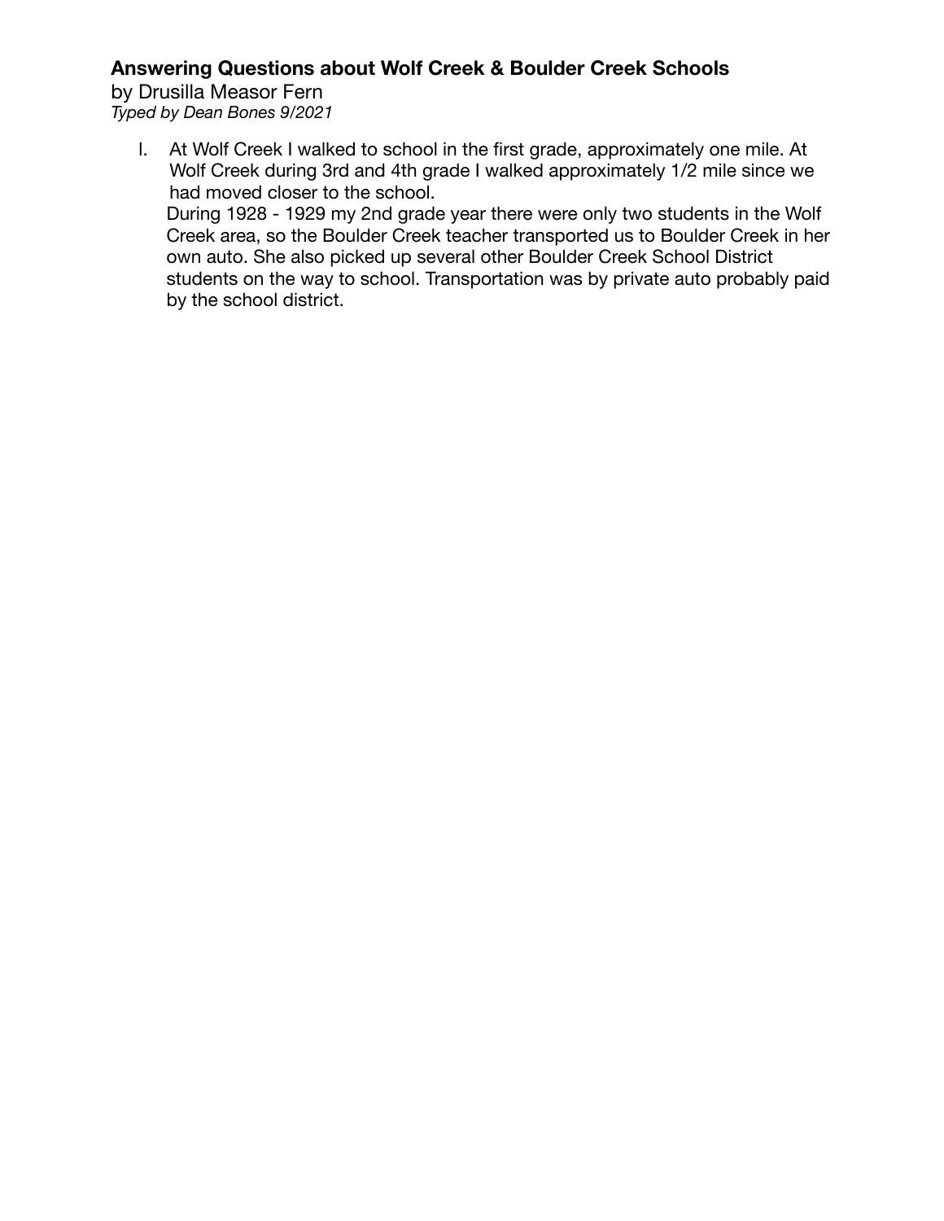## Answering Questions about Wolf Creek & Boulder Creek Schools

by Drusilla Measor Fern

*Typed by Dean Bones 9/2021*

I. At Wolf Creek I walked to school in the first grade, approximately one mile. At Wolf Creek during 3rd and 4th grade I walked approximately 1/2 mile since we had moved closer to the school.

During 1928 - 1929 my 2nd grade year there were only two students in the Wolf Creek area, so the Boulder Creek teacher transported us to Boulder Creek in her own auto. She also picked up several other Boulder Creek School District students on the way to school. Transportation was by private auto probably paid by the school district.